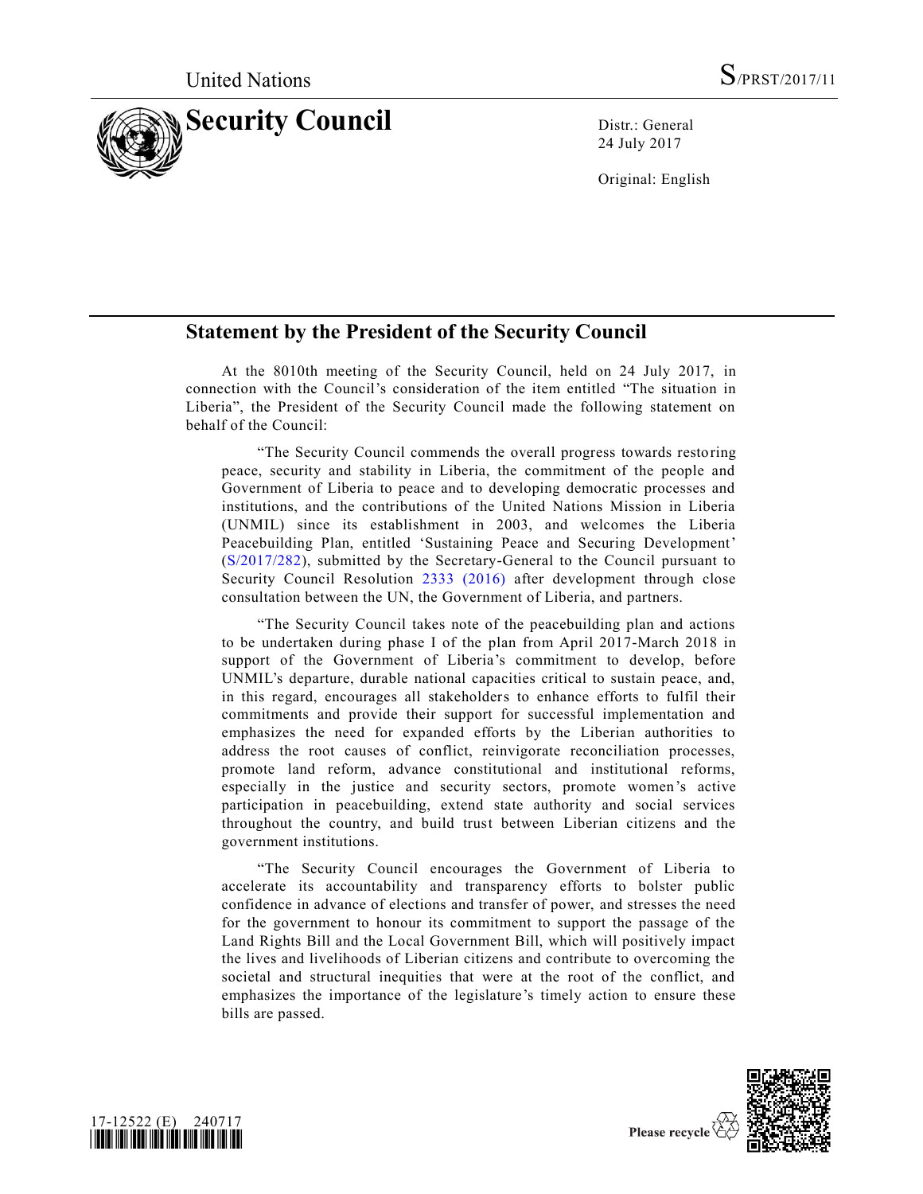United Nations S/PRST/2017/11

# Security Council

Distr.: General
24 July 2017

Original: English

## Statement by the President of the Security Council

At the 8010th meeting of the Security Council, held on 24 July 2017, in connection with the Council's consideration of the item entitled "The situation in Liberia", the President of the Security Council made the following statement on behalf of the Council:

> "The Security Council commends the overall progress towards restoring peace, security and stability in Liberia, the commitment of the people and Government of Liberia to peace and to developing democratic processes and institutions, and the contributions of the United Nations Mission in Liberia (UNMIL) since its establishment in 2003, and welcomes the Liberia Peacebuilding Plan, entitled 'Sustaining Peace and Securing Development' (S/2017/282), submitted by the Secretary-General to the Council pursuant to Security Council Resolution 2333 (2016) after development through close consultation between the UN, the Government of Liberia, and partners.
>
> "The Security Council takes note of the peacebuilding plan and actions to be undertaken during phase I of the plan from April 2017-March 2018 in support of the Government of Liberia's commitment to develop, before UNMIL's departure, durable national capacities critical to sustain peace, and, in this regard, encourages all stakeholders to enhance efforts to fulfil their commitments and provide their support for successful implementation and emphasizes the need for expanded efforts by the Liberian authorities to address the root causes of conflict, reinvigorate reconciliation processes, promote land reform, advance constitutional and institutional reforms, especially in the justice and security sectors, promote women's active participation in peacebuilding, extend state authority and social services throughout the country, and build trust between Liberian citizens and the government institutions.
>
> "The Security Council encourages the Government of Liberia to accelerate its accountability and transparency efforts to bolster public confidence in advance of elections and transfer of power, and stresses the need for the government to honour its commitment to support the passage of the Land Rights Bill and the Local Government Bill, which will positively impact the lives and livelihoods of Liberian citizens and contribute to overcoming the societal and structural inequities that were at the root of the conflict, and emphasizes the importance of the legislature's timely action to ensure these bills are passed.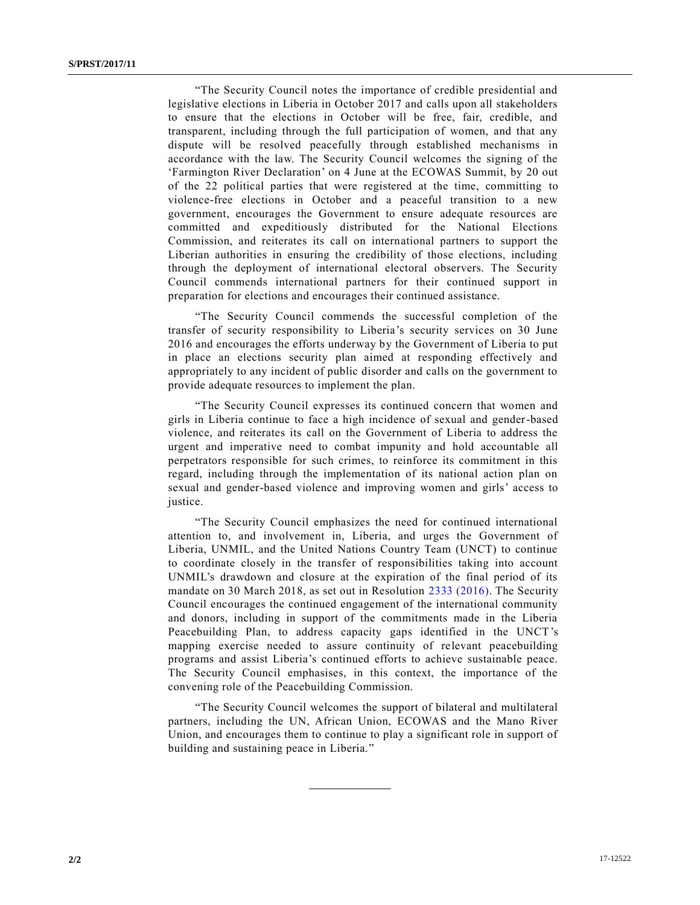"The Security Council notes the importance of credible presidential and legislative elections in Liberia in October 2017 and calls upon all stakeholders to ensure that the elections in October will be free, fair, credible, and transparent, including through the full participation of women, and that any dispute will be resolved peacefully through established mechanisms in accordance with the law. The Security Council welcomes the signing of the 'Farmington River Declaration' on 4 June at the ECOWAS Summit, by 20 out of the 22 political parties that were registered at the time, committing to violence-free elections in October and a peaceful transition to a new government, encourages the Government to ensure adequate resources are committed and expeditiously distributed for the National Elections Commission, and reiterates its call on international partners to support the Liberian authorities in ensuring the credibility of those elections, including through the deployment of international electoral observers. The Security Council commends international partners for their continued support in preparation for elections and encourages their continued assistance.

"The Security Council commends the successful completion of the transfer of security responsibility to Liberia's security services on 30 June 2016 and encourages the efforts underway by the Government of Liberia to put in place an elections security plan aimed at responding effectively and appropriately to any incident of public disorder and calls on the government to provide adequate resources to implement the plan.

"The Security Council expresses its continued concern that women and girls in Liberia continue to face a high incidence of sexual and gender-based violence, and reiterates its call on the Government of Liberia to address the urgent and imperative need to combat impunity and hold accountable all perpetrators responsible for such crimes, to reinforce its commitment in this regard, including through the implementation of its national action plan on sexual and gender-based violence and improving women and girls' access to justice.

"The Security Council emphasizes the need for continued international attention to, and involvement in, Liberia, and urges the Government of Liberia, UNMIL, and the United Nations Country Team (UNCT) to continue to coordinate closely in the transfer of responsibilities taking into account UNMIL's drawdown and closure at the expiration of the final period of its mandate on 30 March 2018, as set out in Resolution 2333 (2016). The Security Council encourages the continued engagement of the international community and donors, including in support of the commitments made in the Liberia Peacebuilding Plan, to address capacity gaps identified in the UNCT's mapping exercise needed to assure continuity of relevant peacebuilding programs and assist Liberia's continued efforts to achieve sustainable peace. The Security Council emphasises, in this context, the importance of the convening role of the Peacebuilding Commission.

"The Security Council welcomes the support of bilateral and multilateral partners, including the UN, African Union, ECOWAS and the Mano River Union, and encourages them to continue to play a significant role in support of building and sustaining peace in Liberia."